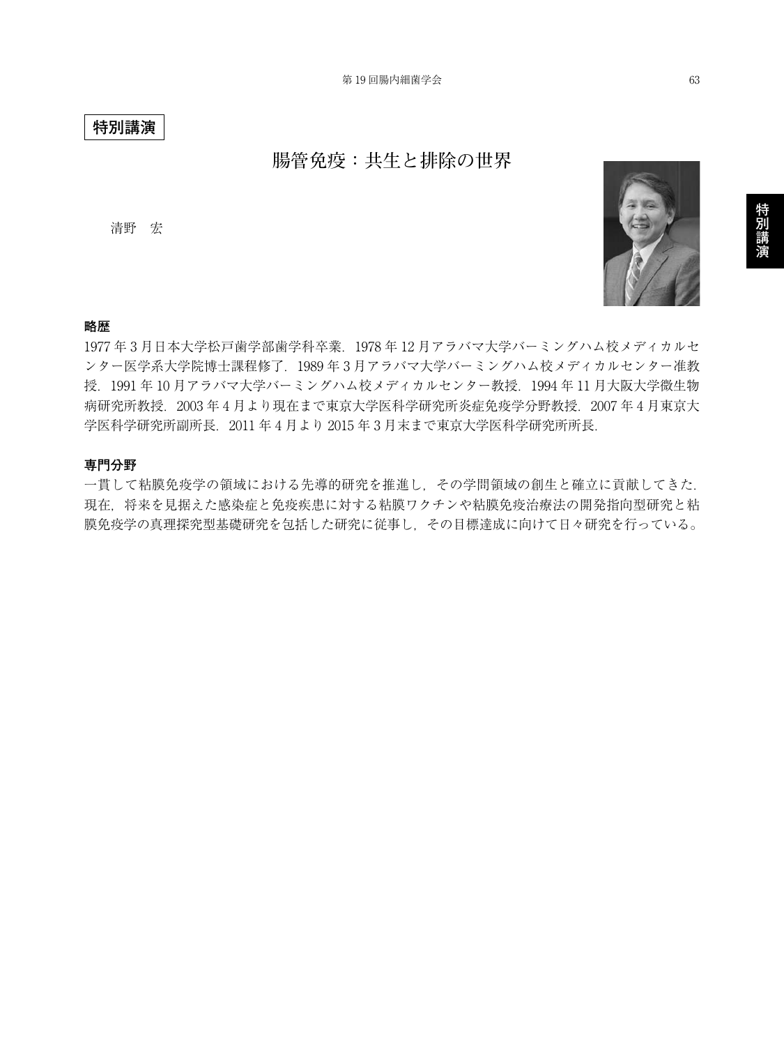**特別講演**

# 腸管免疫：共生と排除の世界

清野　宏

## 略歴

1977 年 3 月日本大学松戸歯学部歯学科卒業．1978 年 12 月アラバマ大学バーミングハム校メディカルセンター医学系大学院博士課程修了．1989 年 3 月アラバマ大学バーミングハム校メディカルセンター准教授．1991 年 10 月アラバマ大学バーミングハム校メディカルセンター教授．1994 年 11 月大阪大学微生物病研究所教授．2003 年 4 月より現在まで東京大学医科学研究所炎症免疫学分野教授．2007 年 4 月東京大学医科学研究所副所長．2011 年 4 月より 2015 年 3 月末まで東京大学医科学研究所所長．

## 専門分野

一貫して粘膜免疫学の領域における先導的研究を推進し，その学問領域の創生と確立に貢献してきた．現在，将来を見据えた感染症と免疫疾患に対する粘膜ワクチンや粘膜免疫治療法の開発指向型研究と粘膜免疫学の真理探究型基礎研究を包括した研究に従事し，その目標達成に向けて日々研究を行っている。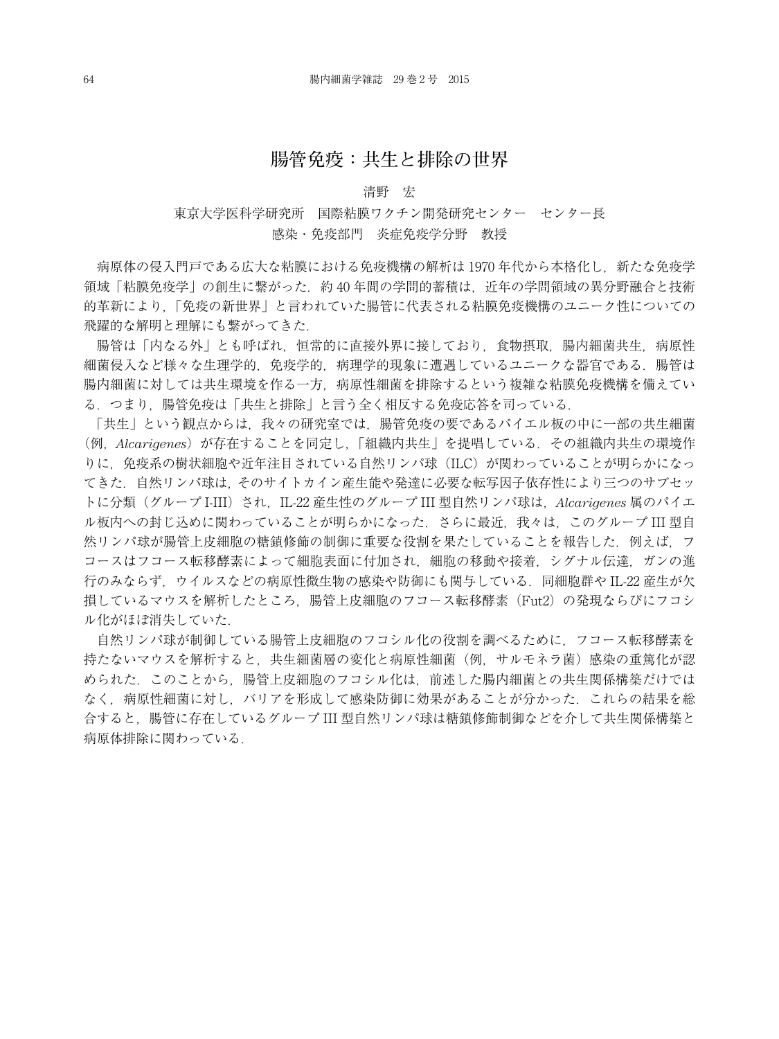# 腸管免疫：共生と排除の世界

清野　宏

東京大学医科学研究所　国際粘膜ワクチン開発研究センター　センター長

感染・免疫部門　炎症免疫学分野　教授

病原体の侵入門戸である広大な粘膜における免疫機構の解析は 1970 年代から本格化し，新たな免疫学領域「粘膜免疫学」の創生に繋がった．約 40 年間の学問的蓄積は，近年の学問領域の異分野融合と技術的革新により，「免疫の新世界」と言われていた腸管に代表される粘膜免疫機構のユニーク性についての飛躍的な解明と理解にも繋がってきた．

腸管は「内なる外」とも呼ばれ，恒常的に直接外界に接しており，食物摂取，腸内細菌共生，病原性細菌侵入など様々な生理学的，免疫学的，病理学的現象に遭遇しているユニークな器官である．腸管は腸内細菌に対しては共生環境を作る一方，病原性細菌を排除するという複雑な粘膜免疫機構を備えている．つまり，腸管免疫は「共生と排除」と言う全く相反する免疫応答を司っている．

「共生」という観点からは，我々の研究室では，腸管免疫の要であるパイエル板の中に一部の共生細菌（例，*Alcarigenes*）が存在することを同定し，「組織内共生」を提唱している．その組織内共生の環境作りに，免疫系の樹状細胞や近年注目されている自然リンパ球（ILC）が関わっていることが明らかになってきた．自然リンパ球は，そのサイトカイン産生能や発達に必要な転写因子依存性により三つのサブセットに分類（グループ I-III）され，IL-22 産生性のグループ III 型自然リンパ球は，*Alcarigenes* 属のパイエル板内への封じ込めに関わっていることが明らかになった．さらに最近，我々は，このグループ III 型自然リンパ球が腸管上皮細胞の糖鎖修飾の制御に重要な役割を果たしていることを報告した．例えば，フコースはフコース転移酵素によって細胞表面に付加され，細胞の移動や接着，シグナル伝達，ガンの進行のみならず，ウイルスなどの病原性微生物の感染や防御にも関与している．同細胞群や IL-22 産生が欠損しているマウスを解析したところ，腸管上皮細胞のフコース転移酵素（Fut2）の発現ならびにフコシル化がほぼ消失していた．

自然リンパ球が制御している腸管上皮細胞のフコシル化の役割を調べるために，フコース転移酵素を持たないマウスを解析すると，共生細菌層の変化と病原性細菌（例，サルモネラ菌）感染の重篤化が認められた．このことから，腸管上皮細胞のフコシル化は，前述した腸内細菌との共生関係構築だけではなく，病原性細菌に対し，バリアを形成して感染防御に効果があることが分かった．これらの結果を総合すると，腸管に存在しているグループ III 型自然リンパ球は糖鎖修飾制御などを介して共生関係構築と病原体排除に関わっている．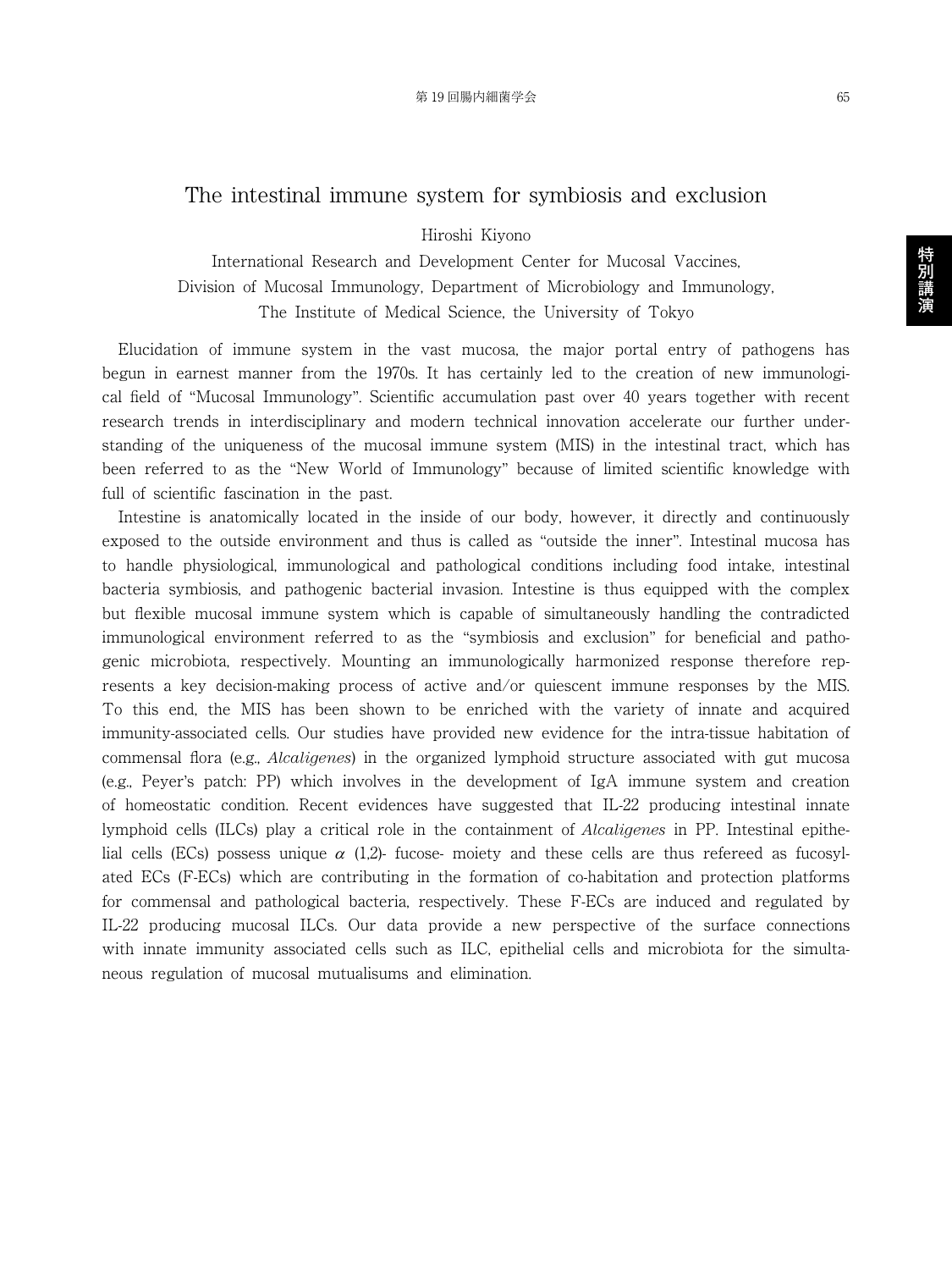# The intestinal immune system for symbiosis and exclusion

Hiroshi Kiyono

International Research and Development Center for Mucosal Vaccines,
Division of Mucosal Immunology, Department of Microbiology and Immunology,
The Institute of Medical Science, the University of Tokyo

Elucidation of immune system in the vast mucosa, the major portal entry of pathogens has begun in earnest manner from the 1970s. It has certainly led to the creation of new immunological field of "Mucosal Immunology". Scientific accumulation past over 40 years together with recent research trends in interdisciplinary and modern technical innovation accelerate our further understanding of the uniqueness of the mucosal immune system (MIS) in the intestinal tract, which has been referred to as the "New World of Immunology" because of limited scientific knowledge with full of scientific fascination in the past.

Intestine is anatomically located in the inside of our body, however, it directly and continuously exposed to the outside environment and thus is called as "outside the inner". Intestinal mucosa has to handle physiological, immunological and pathological conditions including food intake, intestinal bacteria symbiosis, and pathogenic bacterial invasion. Intestine is thus equipped with the complex but flexible mucosal immune system which is capable of simultaneously handling the contradicted immunological environment referred to as the "symbiosis and exclusion" for beneficial and pathogenic microbiota, respectively. Mounting an immunologically harmonized response therefore represents a key decision-making process of active and/or quiescent immune responses by the MIS. To this end, the MIS has been shown to be enriched with the variety of innate and acquired immunity-associated cells. Our studies have provided new evidence for the intra-tissue habitation of commensal flora (e.g., *Alcaligenes*) in the organized lymphoid structure associated with gut mucosa (e.g., Peyer's patch: PP) which involves in the development of IgA immune system and creation of homeostatic condition. Recent evidences have suggested that IL-22 producing intestinal innate lymphoid cells (ILCs) play a critical role in the containment of *Alcaligenes* in PP. Intestinal epithelial cells (ECs) possess unique $\alpha$ (1,2)- fucose- moiety and these cells are thus refereed as fucosylated ECs (F-ECs) which are contributing in the formation of co-habitation and protection platforms for commensal and pathological bacteria, respectively. These F-ECs are induced and regulated by IL-22 producing mucosal ILCs. Our data provide a new perspective of the surface connections with innate immunity associated cells such as ILC, epithelial cells and microbiota for the simultaneous regulation of mucosal mutualisums and elimination.